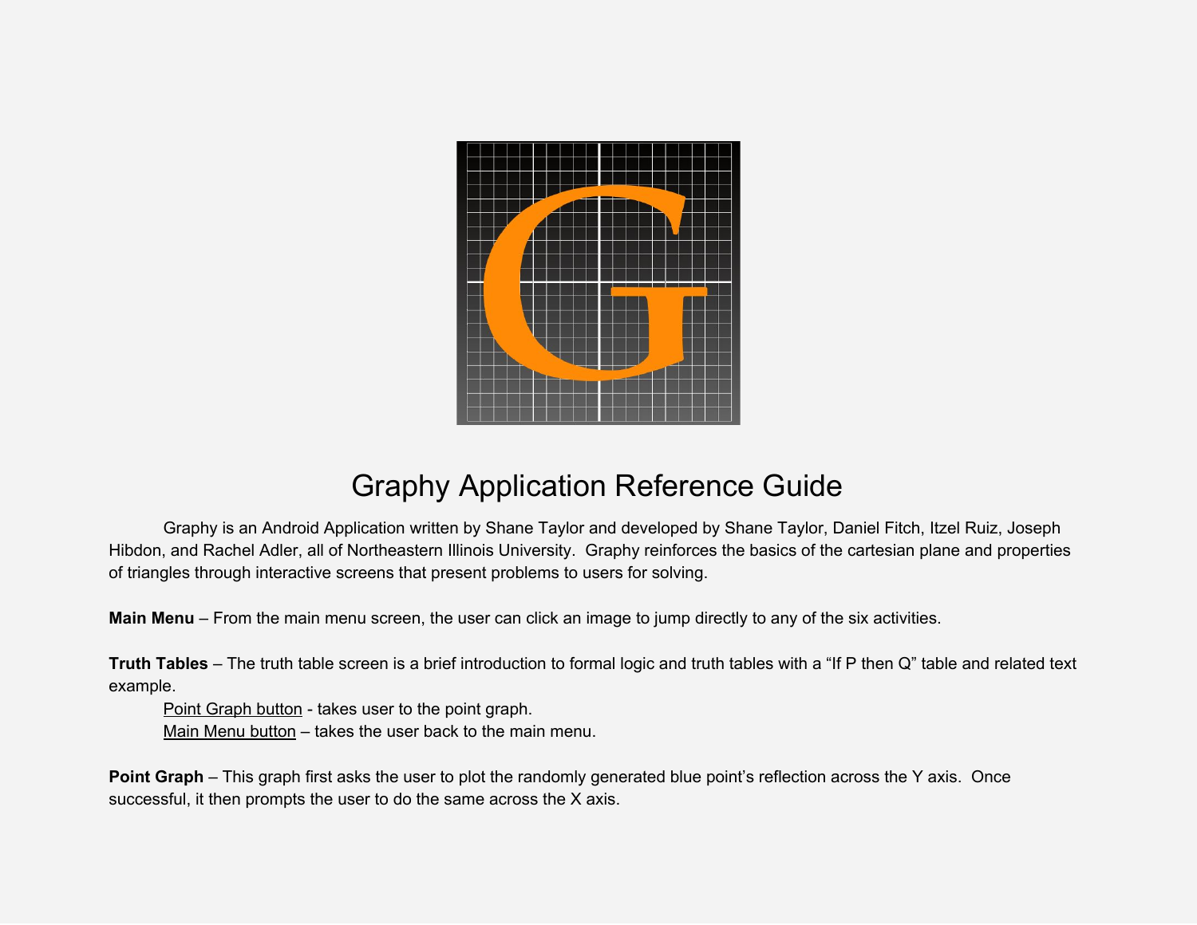# Graphy Application Reference Guide

Graphy is an Android Application written by Shane Taylor and developed by Shane Taylor, Daniel Fitch, Itzel Ruiz, Joseph Hibdon, and Rachel Adler, all of Northeastern Illinois University. Graphy reinforces the basics of the cartesian plane and properties of triangles through interactive screens that present problems to users for solving.

**Main Menu** – From the main menu screen, the user can click an image to jump directly to any of the six activities.

**Truth Tables** – The truth table screen is a brief introduction to formal logic and truth tables with a “If P then Q” table and related text example.

Point Graph button - takes user to the point graph.
Main Menu button – takes the user back to the main menu.

**Point Graph** – This graph first asks the user to plot the randomly generated blue point’s reflection across the Y axis. Once successful, it then prompts the user to do the same across the X axis.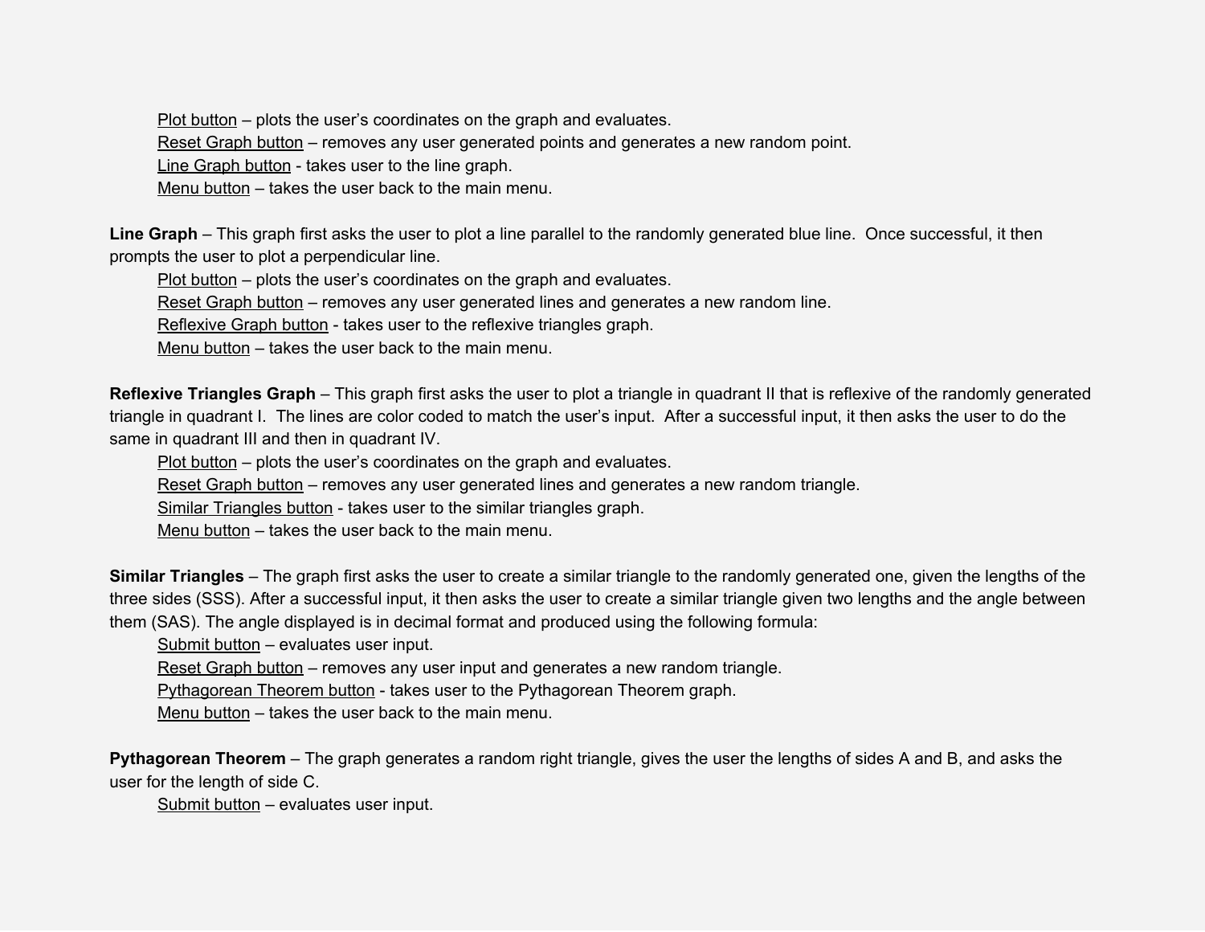<u>Plot button</u> – plots the user's coordinates on the graph and evaluates.
<u>Reset Graph button</u> – removes any user generated points and generates a new random point.
<u>Line Graph button</u> - takes user to the line graph.
<u>Menu button</u> – takes the user back to the main menu.

**Line Graph** – This graph first asks the user to plot a line parallel to the randomly generated blue line. Once successful, it then prompts the user to plot a perpendicular line.

<u>Plot button</u> – plots the user's coordinates on the graph and evaluates.
<u>Reset Graph button</u> – removes any user generated lines and generates a new random line.
<u>Reflexive Graph button</u> - takes user to the reflexive triangles graph.
<u>Menu button</u> – takes the user back to the main menu.

**Reflexive Triangles Graph** – This graph first asks the user to plot a triangle in quadrant II that is reflexive of the randomly generated triangle in quadrant I. The lines are color coded to match the user's input. After a successful input, it then asks the user to do the same in quadrant III and then in quadrant IV.

<u>Plot button</u> – plots the user's coordinates on the graph and evaluates.
<u>Reset Graph button</u> – removes any user generated lines and generates a new random triangle.
<u>Similar Triangles button</u> - takes user to the similar triangles graph.
<u>Menu button</u> – takes the user back to the main menu.

**Similar Triangles** – The graph first asks the user to create a similar triangle to the randomly generated one, given the lengths of the three sides (SSS). After a successful input, it then asks the user to create a similar triangle given two lengths and the angle between them (SAS). The angle displayed is in decimal format and produced using the following formula:

<u>Submit button</u> – evaluates user input.
<u>Reset Graph button</u> – removes any user input and generates a new random triangle.
<u>Pythagorean Theorem button</u> - takes user to the Pythagorean Theorem graph.
<u>Menu button</u> – takes the user back to the main menu.

**Pythagorean Theorem** – The graph generates a random right triangle, gives the user the lengths of sides A and B, and asks the user for the length of side C.

<u>Submit button</u> – evaluates user input.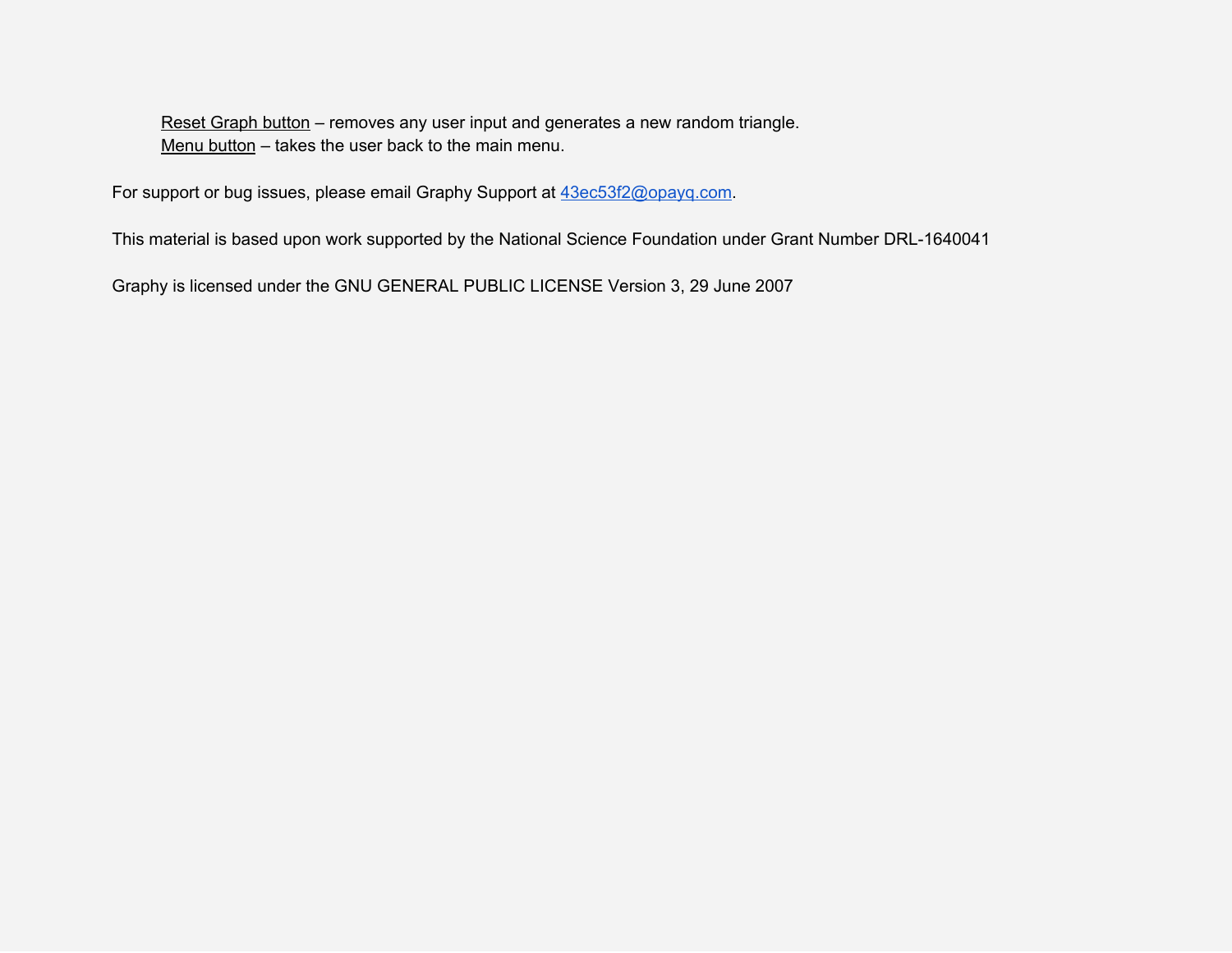Reset Graph button – removes any user input and generates a new random triangle.
Menu button – takes the user back to the main menu.

For support or bug issues, please email Graphy Support at 43ec53f2@opayq.com.

This material is based upon work supported by the National Science Foundation under Grant Number DRL-1640041

Graphy is licensed under the GNU GENERAL PUBLIC LICENSE Version 3, 29 June 2007